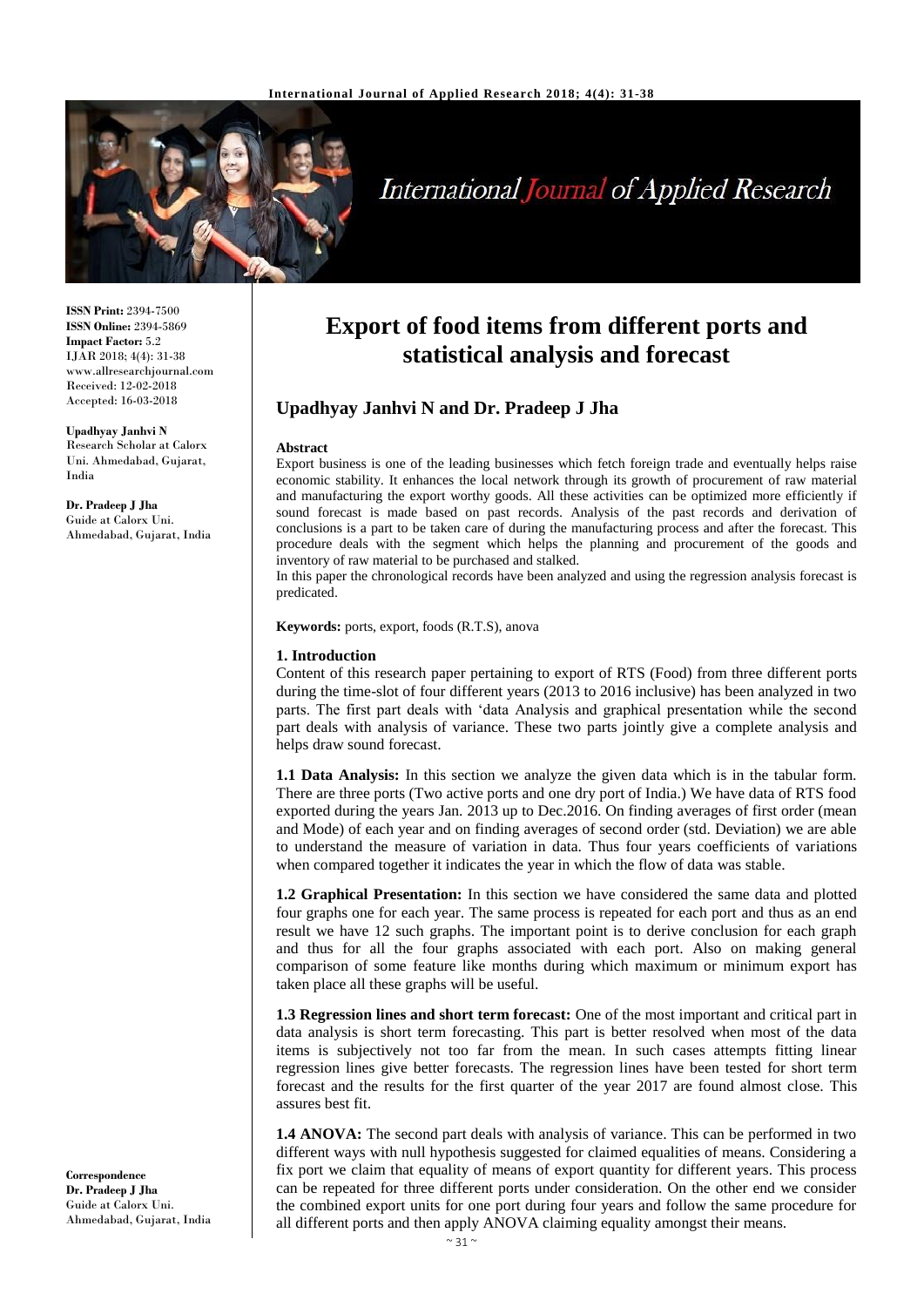# Export of food items from different ports and statistical analysis and forecast

## Upadhyay Janhvi N and Dr. Pradeep J Jha

**ISSN Print:** 2394-7500
**ISSN Online:** 2394-5869
**Impact Factor:** 5.2
IJAR 2018; 4(4): 31-38
www.allresearchjournal.com
Received: 12-02-2018
Accepted: 16-03-2018

**Upadhyay Janhvi N**
Research Scholar at Calorx Uni. Ahmedabad, Gujarat, India

**Dr. Pradeep J Jha**
Guide at Calorx Uni. Ahmedabad, Gujarat, India

**Correspondence**
**Dr. Pradeep J Jha**
Guide at Calorx Uni. Ahmedabad, Gujarat, India

### Abstract

Export business is one of the leading businesses which fetch foreign trade and eventually helps raise economic stability. It enhances the local network through its growth of procurement of raw material and manufacturing the export worthy goods. All these activities can be optimized more efficiently if sound forecast is made based on past records. Analysis of the past records and derivation of conclusions is a part to be taken care of during the manufacturing process and after the forecast. This procedure deals with the segment which helps the planning and procurement of the goods and inventory of raw material to be purchased and stalked.

In this paper the chronological records have been analyzed and using the regression analysis forecast is predicated.

**Keywords:** ports, export, foods (R.T.S), anova

### 1. Introduction

Content of this research paper pertaining to export of RTS (Food) from three different ports during the time-slot of four different years (2013 to 2016 inclusive) has been analyzed in two parts. The first part deals with 'data Analysis and graphical presentation while the second part deals with analysis of variance. These two parts jointly give a complete analysis and helps draw sound forecast.

**1.1 Data Analysis:** In this section we analyze the given data which is in the tabular form. There are three ports (Two active ports and one dry port of India.) We have data of RTS food exported during the years Jan. 2013 up to Dec.2016. On finding averages of first order (mean and Mode) of each year and on finding averages of second order (std. Deviation) we are able to understand the measure of variation in data. Thus four years coefficients of variations when compared together it indicates the year in which the flow of data was stable.

**1.2 Graphical Presentation:** In this section we have considered the same data and plotted four graphs one for each year. The same process is repeated for each port and thus as an end result we have 12 such graphs. The important point is to derive conclusion for each graph and thus for all the four graphs associated with each port. Also on making general comparison of some feature like months during which maximum or minimum export has taken place all these graphs will be useful.

**1.3 Regression lines and short term forecast:** One of the most important and critical part in data analysis is short term forecasting. This part is better resolved when most of the data items is subjectively not too far from the mean. In such cases attempts fitting linear regression lines give better forecasts. The regression lines have been tested for short term forecast and the results for the first quarter of the year 2017 are found almost close. This assures best fit.

**1.4 ANOVA:** The second part deals with analysis of variance. This can be performed in two different ways with null hypothesis suggested for claimed equalities of means. Considering a fix port we claim that equality of means of export quantity for different years. This process can be repeated for three different ports under consideration. On the other end we consider the combined export units for one port during four years and follow the same procedure for all different ports and then apply ANOVA claiming equality amongst their means.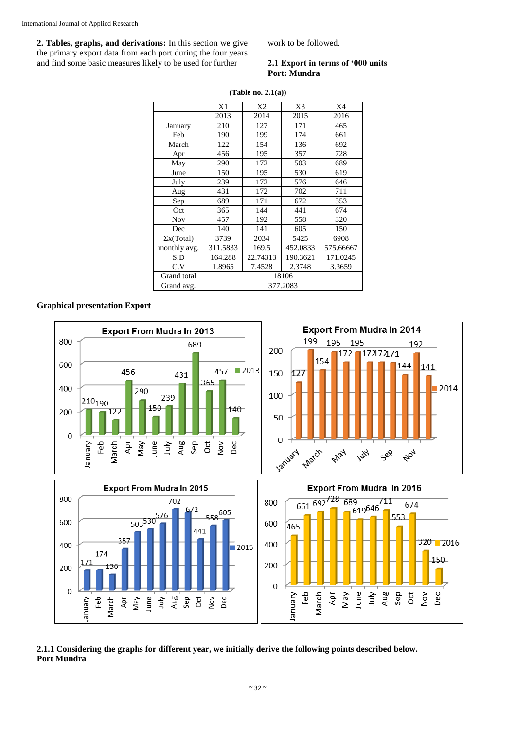**2. Tables, graphs, and derivations:** In this section we give the primary export data from each port during the four years and find some basic measures likely to be used for further work to be followed.

**2.1 Export in terms of '000 units**
**Port: Mundra**

**(Table no. 2.1(a))**

| | X1 | X2 | X3 | X4 |
|---|---|---|---|---|
| | 2013 | 2014 | 2015 | 2016 |
| January | 210 | 127 | 171 | 465 |
| Feb | 190 | 199 | 174 | 661 |
| March | 122 | 154 | 136 | 692 |
| Apr | 456 | 195 | 357 | 728 |
| May | 290 | 172 | 503 | 689 |
| June | 150 | 195 | 530 | 619 |
| July | 239 | 172 | 576 | 646 |
| Aug | 431 | 172 | 702 | 711 |
| Sep | 689 | 171 | 672 | 553 |
| Oct | 365 | 144 | 441 | 674 |
| Nov | 457 | 192 | 558 | 320 |
| Dec | 140 | 141 | 605 | 150 |
| Σx(Total) | 3739 | 2034 | 5425 | 6908 |
| monthly avg. | 311.5833 | 169.5 | 452.0833 | 575.66667 |
| S.D | 164.288 | 22.74313 | 190.3621 | 171.0245 |
| C.V | 1.8965 | 7.4528 | 2.3748 | 3.3659 |
| Grand total | 18106 | | | |
| Grand avg. | 377.2083 | | | |

**Graphical presentation Export**

**2.1.1 Considering the graphs for different year, we initially derive the following points described below.**
**Port Mundra**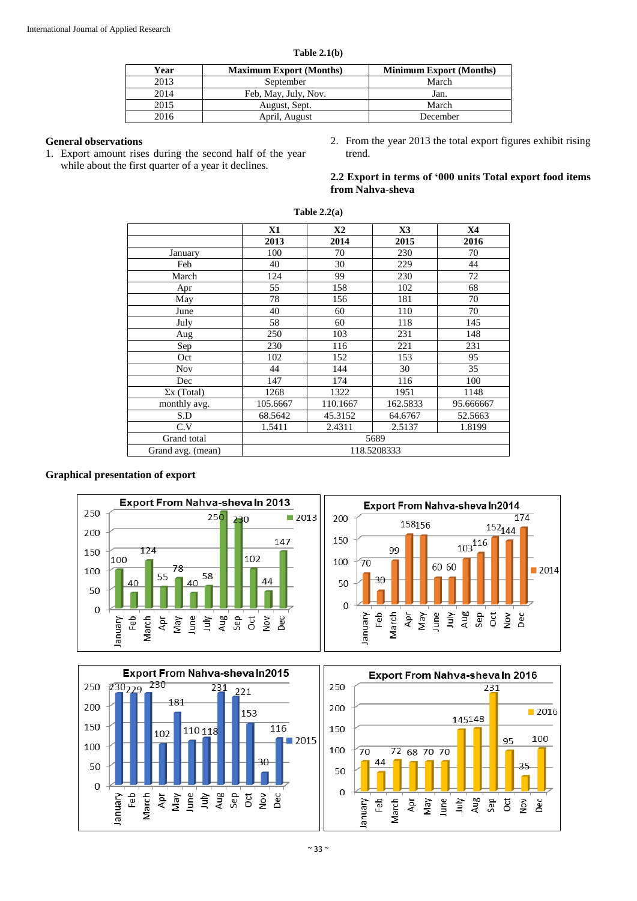**Table 2.1(b)**

| Year | Maximum Export (Months) | Minimum Export (Months) |
|---|---|---|
| 2013 | September | March |
| 2014 | Feb, May, July, Nov. | Jan. |
| 2015 | August, Sept. | March |
| 2016 | April, August | December |

**General observations**

1. Export amount rises during the second half of the year while about the first quarter of a year it declines.
2. From the year 2013 the total export figures exhibit rising trend.

**2.2 Export in terms of '000 units Total export food items from Nahva-sheva**

**Table 2.2(a)**

| | X1 | X2 | X3 | X4 |
|---|---|---|---|---|
| | 2013 | 2014 | 2015 | 2016 |
| January | 100 | 70 | 230 | 70 |
| Feb | 40 | 30 | 229 | 44 |
| March | 124 | 99 | 230 | 72 |
| Apr | 55 | 158 | 102 | 68 |
| May | 78 | 156 | 181 | 70 |
| June | 40 | 60 | 110 | 70 |
| July | 58 | 60 | 118 | 145 |
| Aug | 250 | 103 | 231 | 148 |
| Sep | 230 | 116 | 221 | 231 |
| Oct | 102 | 152 | 153 | 95 |
| Nov | 44 | 144 | 30 | 35 |
| Dec | 147 | 174 | 116 | 100 |
| Σx (Total) | 1268 | 1322 | 1951 | 1148 |
| monthly avg. | 105.6667 | 110.1667 | 162.5833 | 95.666667 |
| S.D | 68.5642 | 45.3152 | 64.6767 | 52.5663 |
| C.V | 1.5411 | 2.4311 | 2.5137 | 1.8199 |
| Grand total | 5689 | | | |
| Grand avg. (mean) | 118.5208333 | | | |

**Graphical presentation of export**

Export From Nahva-sheva In 2013

Export From Nahva-sheva In2014

Export From Nahva-sheva In2015

Export From Nahva-sheva In 2016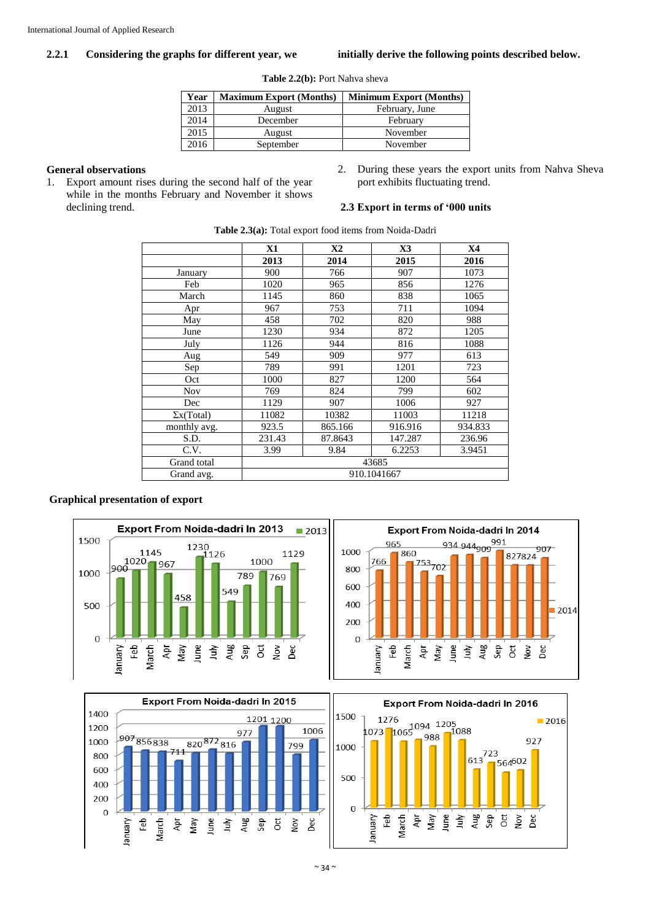### 2.2.1 Considering the graphs for different year, we initially derive the following points described below.

**Table 2.2(b):** Port Nahva sheva

| Year | Maximum Export (Months) | Minimum Export (Months) |
|---|---|---|
| 2013 | August | February, June |
| 2014 | December | February |
| 2015 | August | November |
| 2016 | September | November |

**General observations**

1. Export amount rises during the second half of the year while in the months February and November it shows declining trend.
2. During these years the export units from Nahva Sheva port exhibits fluctuating trend.

### 2.3 Export in terms of '000 units

**Table 2.3(a):** Total export food items from Noida-Dadri

| | X1 | X2 | X3 | X4 |
|---|---|---|---|---|
| | 2013 | 2014 | 2015 | 2016 |
| January | 900 | 766 | 907 | 1073 |
| Feb | 1020 | 965 | 856 | 1276 |
| March | 1145 | 860 | 838 | 1065 |
| Apr | 967 | 753 | 711 | 1094 |
| May | 458 | 702 | 820 | 988 |
| June | 1230 | 934 | 872 | 1205 |
| July | 1126 | 944 | 816 | 1088 |
| Aug | 549 | 909 | 977 | 613 |
| Sep | 789 | 991 | 1201 | 723 |
| Oct | 1000 | 827 | 1200 | 564 |
| Nov | 769 | 824 | 799 | 602 |
| Dec | 1129 | 907 | 1006 | 927 |
| Σx(Total) | 11082 | 10382 | 11003 | 11218 |
| monthly avg. | 923.5 | 865.166 | 916.916 | 934.833 |
| S.D. | 231.43 | 87.8643 | 147.287 | 236.96 |
| C.V. | 3.99 | 9.84 | 6.2253 | 3.9451 |
| Grand total | 43685 | | | |
| Grand avg. | 910.1041667 | | | |

**Graphical presentation of export**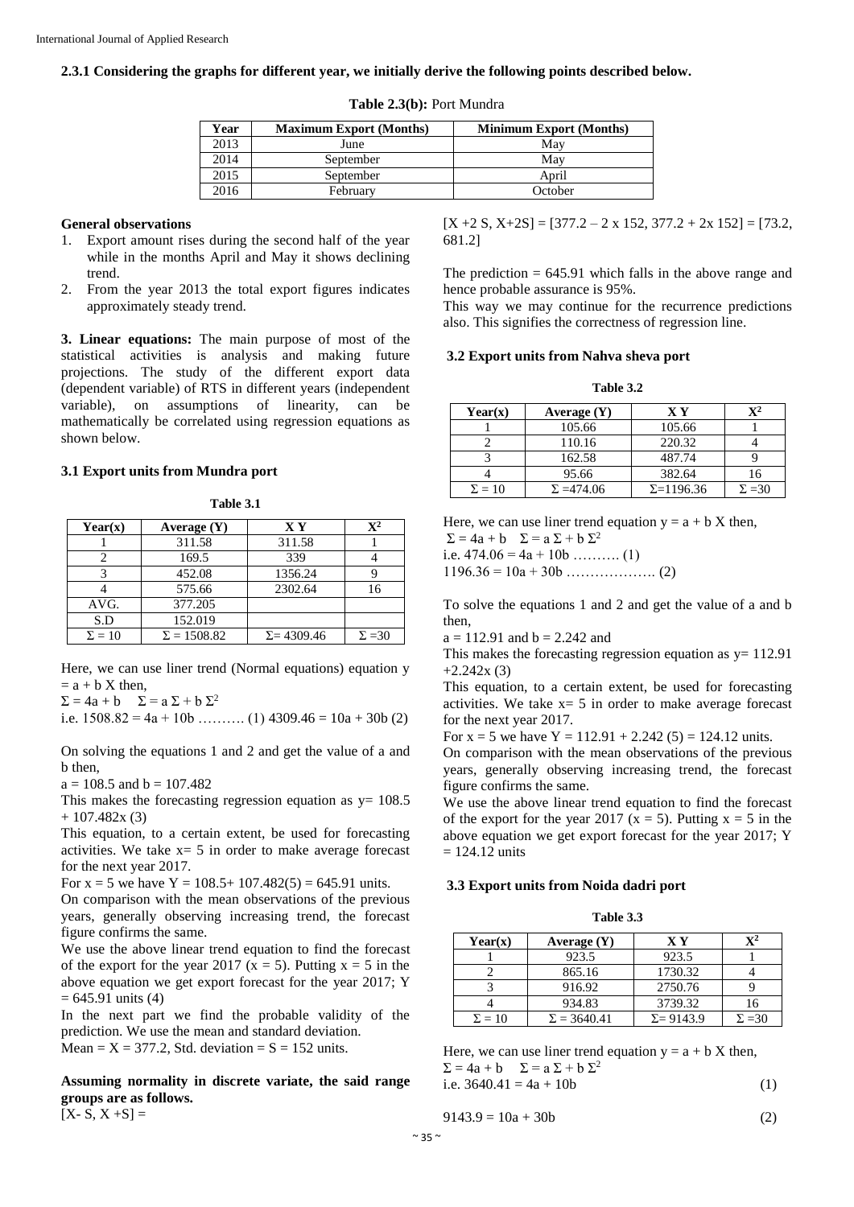#### 2.3.1 Considering the graphs for different year, we initially derive the following points described below.

**Table 2.3(b):** Port Mundra

| Year | Maximum Export (Months) | Minimum Export (Months) |
|---|---|---|
| 2013 | June | May |
| 2014 | September | May |
| 2015 | September | April |
| 2016 | February | October |

**General observations**

1. Export amount rises during the second half of the year while in the months April and May it shows declining trend.
2. From the year 2013 the total export figures indicates approximately steady trend.

**3. Linear equations:** The main purpose of most of the statistical activities is analysis and making future projections. The study of the different export data (dependent variable) of RTS in different years (independent variable), on assumptions of linearity, can be mathematically be correlated using regression equations as shown below.

### 3.1 Export units from Mundra port

**Table 3.1**

| Year(x) | Average (Y) | X Y | $X^2$ |
|---|---|---|---|
| 1 | 311.58 | 311.58 | 1 |
| 2 | 169.5 | 339 | 4 |
| 3 | 452.08 | 1356.24 | 9 |
| 4 | 575.66 | 2302.64 | 16 |
| AVG. | 377.205 | | |
| S.D | 152.019 | | |
| $\Sigma = 10$ | $\Sigma = 1508.82$ | $\Sigma = 4309.46$ | $\Sigma = 30$ |

Here, we can use liner trend (Normal equations) equation $y = a + b X$ then,

$\Sigma = 4a + b \quad \Sigma = a \Sigma + b \Sigma^2$

i.e. $1508.82 = 4a + 10b$ ………. (1) $4309.46 = 10a + 30b$ (2)

On solving the equations 1 and 2 and get the value of a and b then,

$a = 108.5$ and $b = 107.482$

This makes the forecasting regression equation as $y = 108.5 + 107.482x$ (3)

This equation, to a certain extent, be used for forecasting activities. We take $x = 5$ in order to make average forecast for the next year 2017.

For $x = 5$ we have $Y = 108.5 + 107.482(5) = 645.91$ units.

On comparison with the mean observations of the previous years, generally observing increasing trend, the forecast figure confirms the same.

We use the above linear trend equation to find the forecast of the export for the year 2017 ($x = 5$). Putting $x = 5$ in the above equation we get export forecast for the year 2017; $Y = 645.91$ units (4)

In the next part we find the probable validity of the prediction. We use the mean and standard deviation.

Mean $= X = 377.2$, Std. deviation $= S = 152$ units.

**Assuming normality in discrete variate, the said range groups are as follows.**

$[X - S, X + S] =$

$[X + 2S, X + 2S] = [377.2 - 2 \times 152, 377.2 + 2 \times 152] = [73.2, 681.2]$

The prediction $= 645.91$ which falls in the above range and hence probable assurance is 95%.

This way we may continue for the recurrence predictions also. This signifies the correctness of regression line.

### 3.2 Export units from Nahva sheva port

**Table 3.2**

| Year(x) | Average (Y) | X Y | $X^2$ |
|---|---|---|---|
| 1 | 105.66 | 105.66 | 1 |
| 2 | 110.16 | 220.32 | 4 |
| 3 | 162.58 | 487.74 | 9 |
| 4 | 95.66 | 382.64 | 16 |
| $\Sigma = 10$ | $\Sigma = 474.06$ | $\Sigma = 1196.36$ | $\Sigma = 30$ |

Here, we can use liner trend equation $y = a + b X$ then,

$\Sigma = 4a + b \quad \Sigma = a \Sigma + b \Sigma^2$

i.e. $474.06 = 4a + 10b$ ………. (1)

$1196.36 = 10a + 30b$ ………………. (2)

To solve the equations 1 and 2 and get the value of a and b then,

$a = 112.91$ and $b = 2.242$ and

This makes the forecasting regression equation as $y = 112.91 + 2.242x$ (3)

This equation, to a certain extent, be used for forecasting activities. We take $x = 5$ in order to make average forecast for the next year 2017.

For $x = 5$ we have $Y = 112.91 + 2.242(5) = 124.12$ units.

On comparison with the mean observations of the previous years, generally observing increasing trend, the forecast figure confirms the same.

We use the above linear trend equation to find the forecast of the export for the year 2017 ($x = 5$). Putting $x = 5$ in the above equation we get export forecast for the year 2017; $Y = 124.12$ units

### 3.3 Export units from Noida dadri port

**Table 3.3**

| Year(x) | Average (Y) | X Y | $X^2$ |
|---|---|---|---|
| 1 | 923.5 | 923.5 | 1 |
| 2 | 865.16 | 1730.32 | 4 |
| 3 | 916.92 | 2750.76 | 9 |
| 4 | 934.83 | 3739.32 | 16 |
| $\Sigma = 10$ | $\Sigma = 3640.41$ | $\Sigma = 9143.9$ | $\Sigma = 30$ |

Here, we can use liner trend equation $y = a + b X$ then,

$\Sigma = 4a + b \quad \Sigma = a \Sigma + b \Sigma^2$

i.e. $3640.41 = 4a + 10b$ (1)

$9143.9 = 10a + 30b$ (2)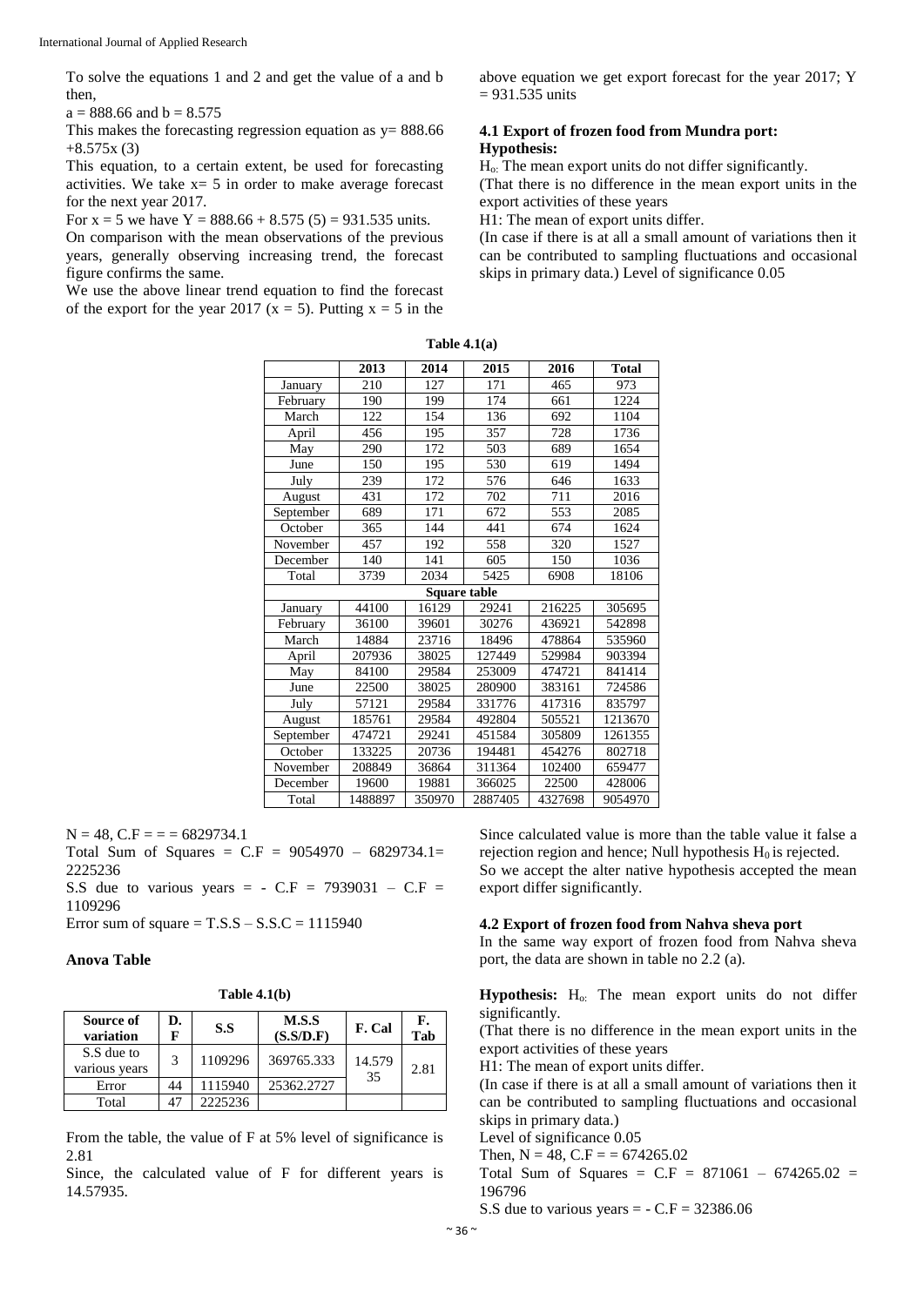To solve the equations 1 and 2 and get the value of a and b then,

$a = 888.66$ and $b = 8.575$

This makes the forecasting regression equation as $y = 888.66 + 8.575x$ (3)

This equation, to a certain extent, be used for forecasting activities. We take $x = 5$ in order to make average forecast for the next year 2017.

For $x = 5$ we have $Y = 888.66 + 8.575 (5) = 931.535$ units.

On comparison with the mean observations of the previous years, generally observing increasing trend, the forecast figure confirms the same.

We use the above linear trend equation to find the forecast of the export for the year 2017 ($x = 5$). Putting $x = 5$ in the above equation we get export forecast for the year 2017; $Y = 931.535$ units

### 4.1 Export of frozen food from Mundra port:

**Hypothesis:**

$H_0$: The mean export units do not differ significantly.

(That there is no difference in the mean export units in the export activities of these years

H1: The mean of export units differ.

(In case if there is at all a small amount of variations then it can be contributed to sampling fluctuations and occasional skips in primary data.) Level of significance 0.05

**Table 4.1(a)**

| | 2013 | 2014 | 2015 | 2016 | Total |
|---|---|---|---|---|---|
| January | 210 | 127 | 171 | 465 | 973 |
| February | 190 | 199 | 174 | 661 | 1224 |
| March | 122 | 154 | 136 | 692 | 1104 |
| April | 456 | 195 | 357 | 728 | 1736 |
| May | 290 | 172 | 503 | 689 | 1654 |
| June | 150 | 195 | 530 | 619 | 1494 |
| July | 239 | 172 | 576 | 646 | 1633 |
| August | 431 | 172 | 702 | 711 | 2016 |
| September | 689 | 171 | 672 | 553 | 2085 |
| October | 365 | 144 | 441 | 674 | 1624 |
| November | 457 | 192 | 558 | 320 | 1527 |
| December | 140 | 141 | 605 | 150 | 1036 |
| Total | 3739 | 2034 | 5425 | 6908 | 18106 |
| **Square table** | | | | | |
| January | 44100 | 16129 | 29241 | 216225 | 305695 |
| February | 36100 | 39601 | 30276 | 436921 | 542898 |
| March | 14884 | 23716 | 18496 | 478864 | 535960 |
| April | 207936 | 38025 | 127449 | 529984 | 903394 |
| May | 84100 | 29584 | 253009 | 474721 | 841414 |
| June | 22500 | 38025 | 280900 | 383161 | 724586 |
| July | 57121 | 29584 | 331776 | 417316 | 835797 |
| August | 185761 | 29584 | 492804 | 505521 | 1213670 |
| September | 474721 | 29241 | 451584 | 305809 | 1261355 |
| October | 133225 | 20736 | 194481 | 454276 | 802718 |
| November | 208849 | 36864 | 311364 | 102400 | 659477 |
| December | 19600 | 19881 | 366025 | 22500 | 428006 |
| Total | 1488897 | 350970 | 2887405 | 4327698 | 9054970 |

$N = 48$, C.F = = = 6829734.1

Total Sum of Squares = C.F = 9054970 – 6829734.1= 2225236

S.S due to various years = - C.F = 7939031 – C.F = 1109296

Error sum of square = T.S.S – S.S.C = 1115940

**Anova Table**

**Table 4.1(b)**

| Source of variation | D. F | S.S | M.S.S (S.S/D.F) | F. Cal | F. Tab |
|---|---|---|---|---|---|
| S.S due to various years | 3 | 1109296 | 369765.333 | 14.57935 | 2.81 |
| Error | 44 | 1115940 | 25362.2727 | | |
| Total | 47 | 2225236 | | | |

From the table, the value of F at 5% level of significance is 2.81

Since, the calculated value of F for different years is 14.57935.

Since calculated value is more than the table value it false a rejection region and hence; Null hypothesis $H_0$ is rejected. So we accept the alter native hypothesis accepted the mean export differ significantly.

### 4.2 Export of frozen food from Nahva sheva port

In the same way export of frozen food from Nahva sheva port, the data are shown in table no 2.2 (a).

**Hypothesis:** $H_0$: The mean export units do not differ significantly.

(That there is no difference in the mean export units in the export activities of these years

H1: The mean of export units differ.

(In case if there is at all a small amount of variations then it can be contributed to sampling fluctuations and occasional skips in primary data.)

Level of significance 0.05

Then, $N = 48$, C.F = = 674265.02

Total Sum of Squares = C.F = 871061 – 674265.02 = 196796

S.S due to various years = - C.F = 32386.06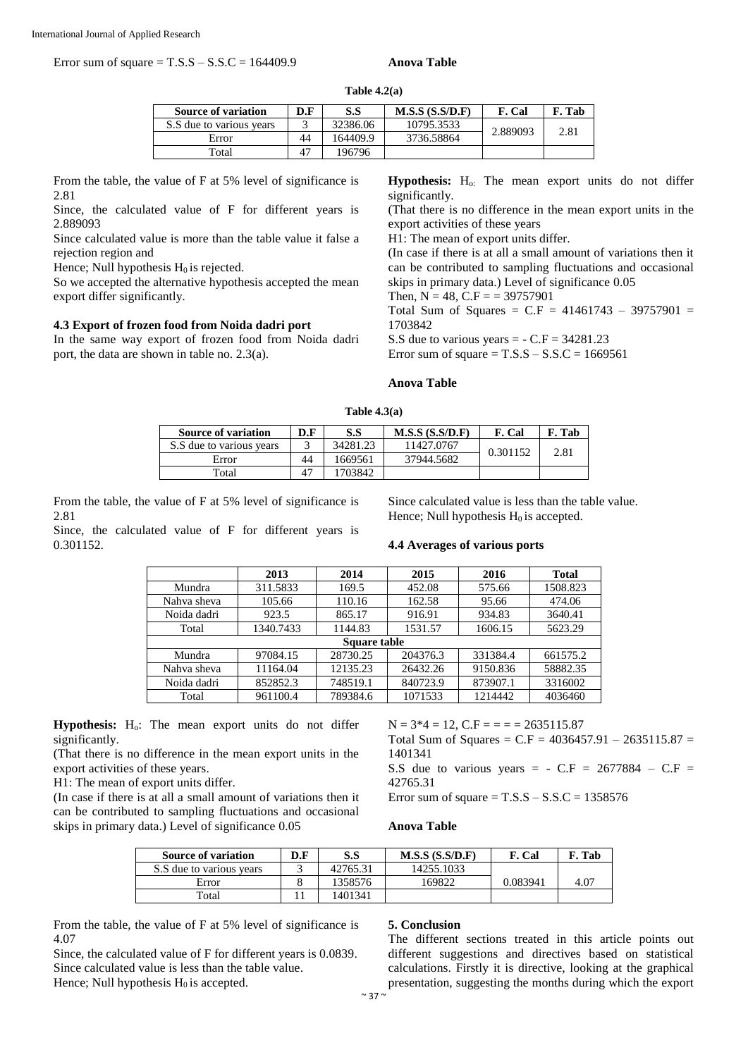Error sum of square = T.S.S – S.S.C = 164409.9

**Anova Table**

**Table 4.2(a)**

| Source of variation | D.F | S.S | M.S.S (S.S/D.F) | F. Cal | F. Tab |
|---|---|---|---|---|---|
| S.S due to various years | 3 | 32386.06 | 10795.3533 | 2.889093 | 2.81 |
| Error | 44 | 164409.9 | 3736.58864 | | |
| Total | 47 | 196796 | | | |

From the table, the value of F at 5% level of significance is 2.81

Since, the calculated value of F for different years is 2.889093

Since calculated value is more than the table value it false a rejection region and

Hence; Null hypothesis $H_0$ is rejected.

So we accepted the alternative hypothesis accepted the mean export differ significantly.

### 4.3 Export of frozen food from Noida dadri port

In the same way export of frozen food from Noida dadri port, the data are shown in table no. 2.3(a).

**Hypothesis:** $H_o$: The mean export units do not differ significantly.

(That there is no difference in the mean export units in the export activities of these years

H1: The mean of export units differ.

(In case if there is at all a small amount of variations then it can be contributed to sampling fluctuations and occasional skips in primary data.) Level of significance 0.05

Then, N = 48, C.F = = 39757901

Total Sum of Squares = C.F = 41461743 – 39757901 = 1703842

S.S due to various years = - C.F = 34281.23

Error sum of square = T.S.S – S.S.C = 1669561

**Anova Table**

**Table 4.3(a)**

| Source of variation | D.F | S.S | M.S.S (S.S/D.F) | F. Cal | F. Tab |
|---|---|---|---|---|---|
| S.S due to various years | 3 | 34281.23 | 11427.0767 | 0.301152 | 2.81 |
| Error | 44 | 1669561 | 37944.5682 | | |
| Total | 47 | 1703842 | | | |

From the table, the value of F at 5% level of significance is 2.81

Since, the calculated value of F for different years is 0.301152.

Since calculated value is less than the table value.

Hence; Null hypothesis $H_0$ is accepted.

### 4.4 Averages of various ports

| | 2013 | 2014 | 2015 | 2016 | Total |
|---|---|---|---|---|---|
| Mundra | 311.5833 | 169.5 | 452.08 | 575.66 | 1508.823 |
| Nahva sheva | 105.66 | 110.16 | 162.58 | 95.66 | 474.06 |
| Noida dadri | 923.5 | 865.17 | 916.91 | 934.83 | 3640.41 |
| Total | 1340.7433 | 1144.83 | 1531.57 | 1606.15 | 5623.29 |
| **Square table** | | | | | |
| Mundra | 97084.15 | 28730.25 | 204376.3 | 331384.4 | 661575.2 |
| Nahva sheva | 11164.04 | 12135.23 | 26432.26 | 9150.836 | 58882.35 |
| Noida dadri | 852852.3 | 748519.1 | 840723.9 | 873907.1 | 3316002 |
| Total | 961100.4 | 789384.6 | 1071533 | 1214442 | 4036460 |

**Hypothesis:** $H_o$: The mean export units do not differ significantly.

(That there is no difference in the mean export units in the export activities of these years.

H1: The mean of export units differ.

(In case if there is at all a small amount of variations then it can be contributed to sampling fluctuations and occasional skips in primary data.) Level of significance 0.05

N = 3*4 = 12, C.F = = = = 2635115.87

Total Sum of Squares = C.F = 4036457.91 – 2635115.87 = 1401341

S.S due to various years = - C.F = 2677884 – C.F = 42765.31

Error sum of square = T.S.S – S.S.C = 1358576

**Anova Table**

| Source of variation | D.F | S.S | M.S.S (S.S/D.F) | F. Cal | F. Tab |
|---|---|---|---|---|---|
| S.S due to various years | 3 | 42765.31 | 14255.1033 | 0.083941 | 4.07 |
| Error | 8 | 1358576 | 169822 | | |
| Total | 11 | 1401341 | | | |

From the table, the value of F at 5% level of significance is 4.07

Since, the calculated value of F for different years is 0.0839.

Since calculated value is less than the table value.

Hence; Null hypothesis $H_0$ is accepted.

## 5. Conclusion

The different sections treated in this article points out different suggestions and directives based on statistical calculations. Firstly it is directive, looking at the graphical presentation, suggesting the months during which the export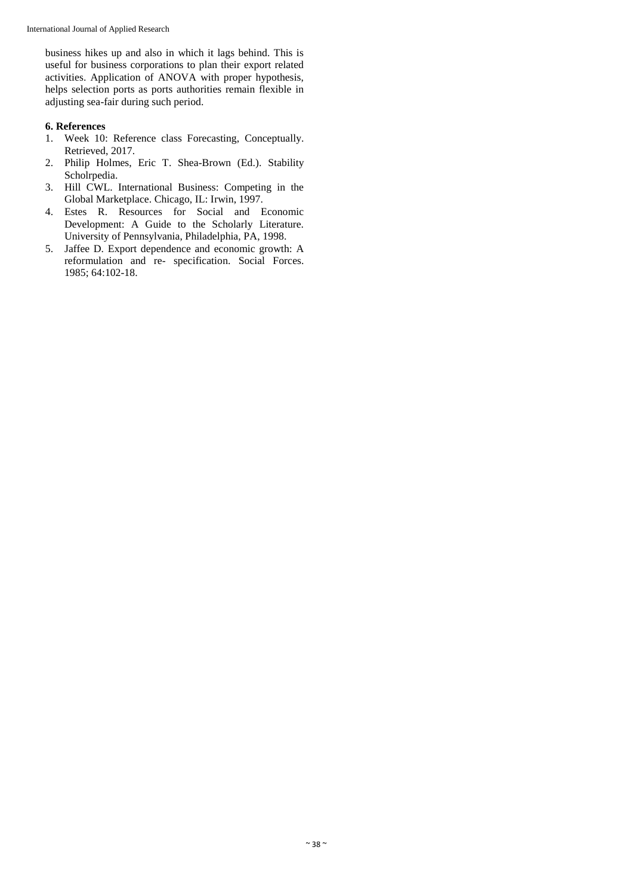business hikes up and also in which it lags behind. This is useful for business corporations to plan their export related activities. Application of ANOVA with proper hypothesis, helps selection ports as ports authorities remain flexible in adjusting sea-fair during such period.

## 6. References

1. Week 10: Reference class Forecasting, Conceptually. Retrieved, 2017.
2. Philip Holmes, Eric T. Shea-Brown (Ed.). Stability Scholrpedia.
3. Hill CWL. International Business: Competing in the Global Marketplace. Chicago, IL: Irwin, 1997.
4. Estes R. Resources for Social and Economic Development: A Guide to the Scholarly Literature. University of Pennsylvania, Philadelphia, PA, 1998.
5. Jaffee D. Export dependence and economic growth: A reformulation and re- specification. Social Forces. 1985; 64:102-18.